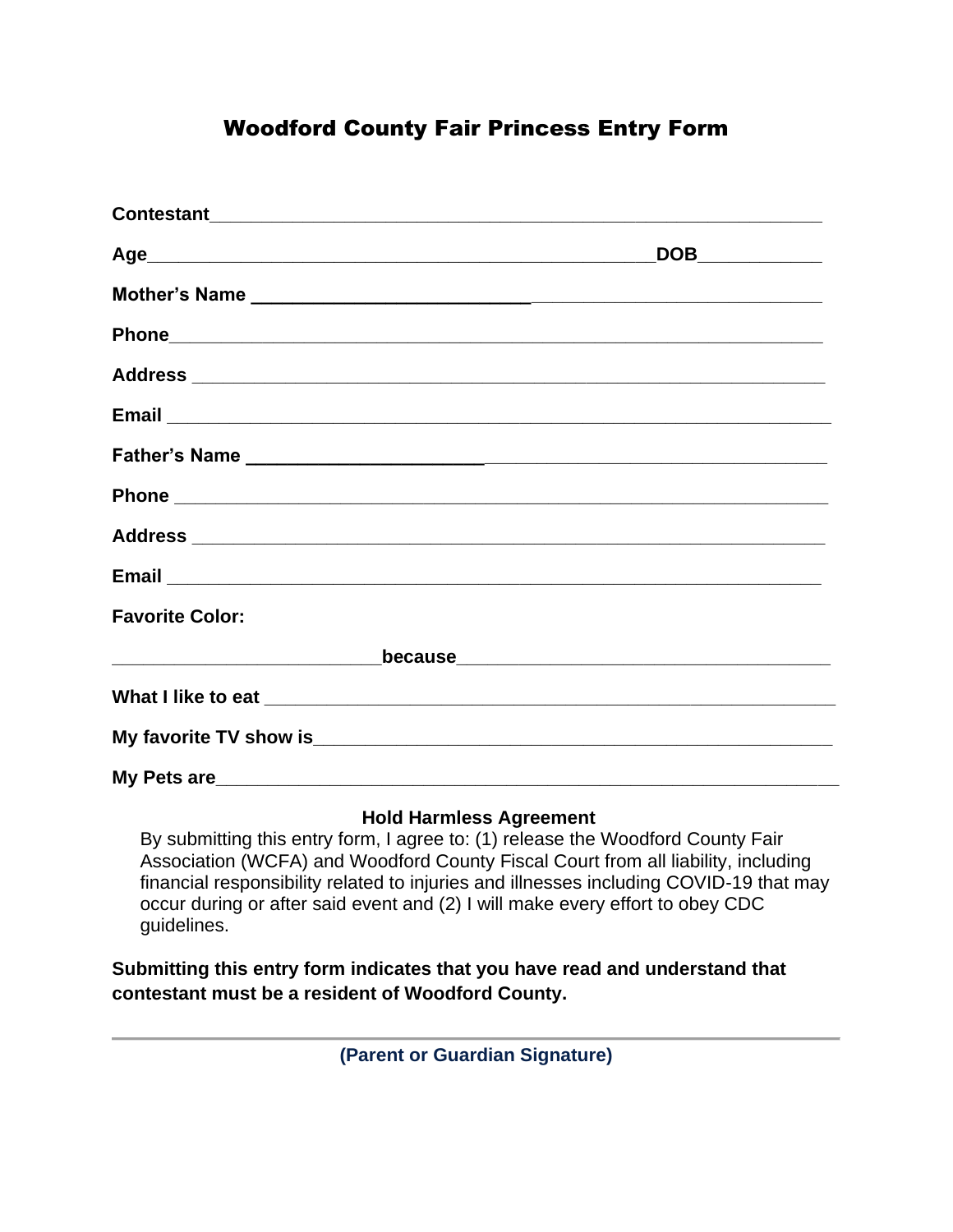# Woodford County Fair Princess Entry Form

**Contestant**______________________________________________________________

**Age**_____________________________________________________**DOB**____________

**Mother's Name** __________________________________________________________

**Phone**___________________________________________________________________

**Address** _________________________________________________________________

**Email** ___________________________________________________________________

**Father's Name** ___________________________________________________________

**Phone** ___________________________________________________________________

**Address** _________________________________________________________________

**Email** ___________________________________________________________________

**Favorite Color:**

__________________________**because**_____________________________________

**What I like to eat** ______________________________________________________

**My favorite TV show is**__________________________________________________

**My Pets are**_____________________________________________________________

**Hold Harmless Agreement**

By submitting this entry form, I agree to: (1) release the Woodford County Fair Association (WCFA) and Woodford County Fiscal Court from all liability, including financial responsibility related to injuries and illnesses including COVID-19 that may occur during or after said event and (2) I will make every effort to obey CDC guidelines.

**Submitting this entry form indicates that you have read and understand that contestant must be a resident of Woodford County.**

_____________________________________________________________________

**(Parent or Guardian Signature)**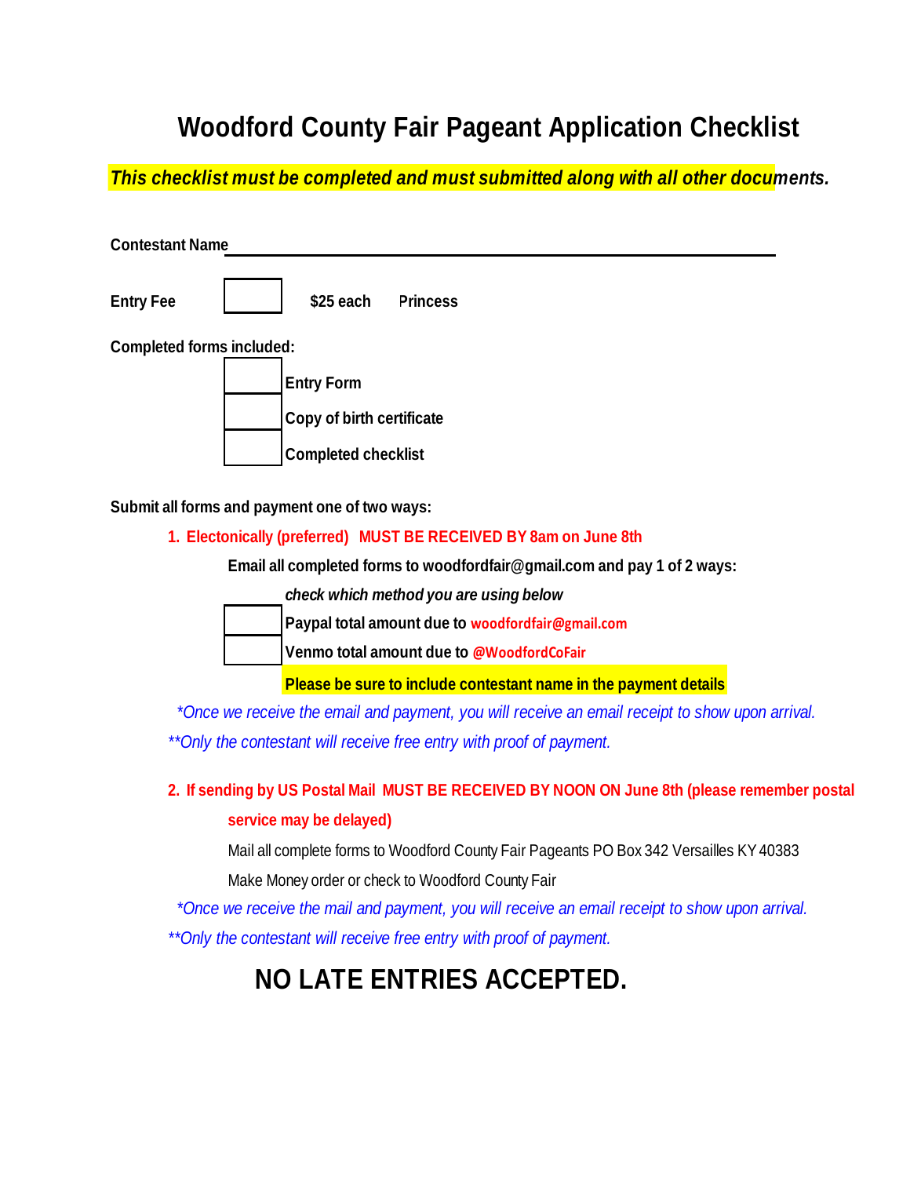# Woodford County Fair Pageant Application Checklist

***This checklist must be completed and must submitted along with all other documents.***

**Contestant Name** ______________________________

**Entry Fee** [ ] **$25 each** **Princess**

**Completed forms included:**

- [ ] **Entry Form**
- [ ] **Copy of birth certificate**
- [ ] **Completed checklist**

**Submit all forms and payment one of two ways:**

1. **Electonically (preferred) MUST BE RECEIVED BY 8am on June 8th**

   **Email all completed forms to woodfordfair@gmail.com and pay 1 of 2 ways:**

   ***check which method you are using below***

   - [ ] **Paypal total amount due to woodfordfair@gmail.com**
   - [ ] **Venmo total amount due to @WoodfordCoFair**

   **Please be sure to include contestant name in the payment details**

   *\*Once we receive the email and payment, you will receive an email receipt to show upon arrival.*

   *\*\*Only the contestant will receive free entry with proof of payment.*

2. **If sending by US Postal Mail MUST BE RECEIVED BY NOON ON June 8th (please remember postal service may be delayed)**

   Mail all complete forms to Woodford County Fair Pageants PO Box 342 Versailles KY 40383

   Make Money order or check to Woodford County Fair

   *\*Once we receive the mail and payment, you will receive an email receipt to show upon arrival.*

   *\*\*Only the contestant will receive free entry with proof of payment.*

## NO LATE ENTRIES ACCEPTED.